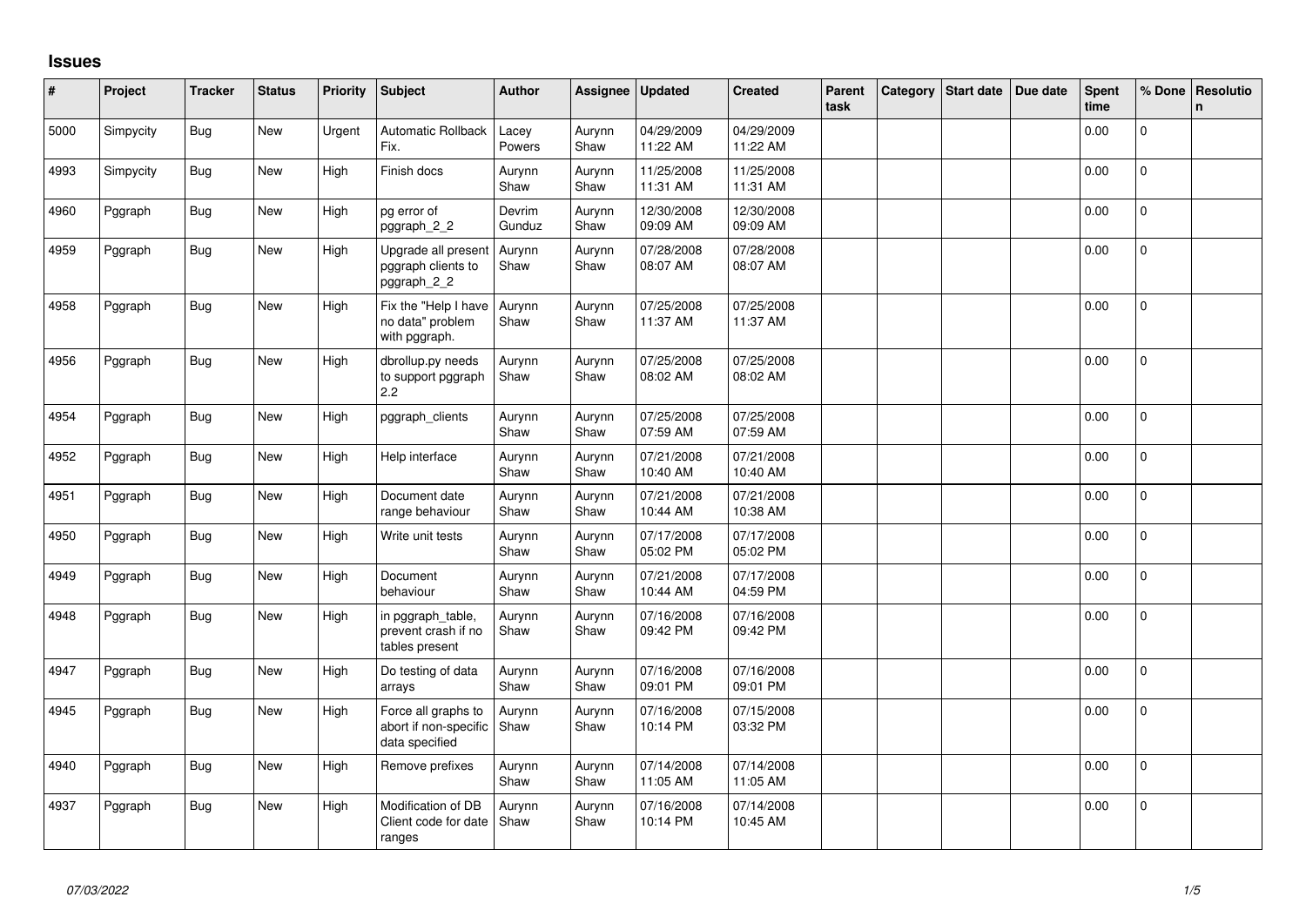## Issues

| # | Project | Tracker | Status | Priority | Subject | Author | Assignee | Updated | Created | Parent task | Category | Start date | Due date | Spent time | % Done | Resolution |
|---|---|---|---|---|---|---|---|---|---|---|---|---|---|---|---|---|
| 5000 | Simpycity | Bug | New | Urgent | Automatic Rollback Fix. | Lacey Powers | Aurynn Shaw | 04/29/2009 11:22 AM | 04/29/2009 11:22 AM | | | | | 0.00 | 0 | |
| 4993 | Simpycity | Bug | New | High | Finish docs | Aurynn Shaw | Aurynn Shaw | 11/25/2008 11:31 AM | 11/25/2008 11:31 AM | | | | | 0.00 | 0 | |
| 4960 | Pggraph | Bug | New | High | pg error of pggraph_2_2 | Devrim Gunduz | Aurynn Shaw | 12/30/2008 09:09 AM | 12/30/2008 09:09 AM | | | | | 0.00 | 0 | |
| 4959 | Pggraph | Bug | New | High | Upgrade all present pggraph clients to pggraph_2_2 | Aurynn Shaw | Aurynn Shaw | 07/28/2008 08:07 AM | 07/28/2008 08:07 AM | | | | | 0.00 | 0 | |
| 4958 | Pggraph | Bug | New | High | Fix the "Help I have no data" problem with pggraph. | Aurynn Shaw | Aurynn Shaw | 07/25/2008 11:37 AM | 07/25/2008 11:37 AM | | | | | 0.00 | 0 | |
| 4956 | Pggraph | Bug | New | High | dbrollup.py needs to support pggraph 2.2 | Aurynn Shaw | Aurynn Shaw | 07/25/2008 08:02 AM | 07/25/2008 08:02 AM | | | | | 0.00 | 0 | |
| 4954 | Pggraph | Bug | New | High | pggraph_clients | Aurynn Shaw | Aurynn Shaw | 07/25/2008 07:59 AM | 07/25/2008 07:59 AM | | | | | 0.00 | 0 | |
| 4952 | Pggraph | Bug | New | High | Help interface | Aurynn Shaw | Aurynn Shaw | 07/21/2008 10:40 AM | 07/21/2008 10:40 AM | | | | | 0.00 | 0 | |
| 4951 | Pggraph | Bug | New | High | Document date range behaviour | Aurynn Shaw | Aurynn Shaw | 07/21/2008 10:44 AM | 07/21/2008 10:38 AM | | | | | 0.00 | 0 | |
| 4950 | Pggraph | Bug | New | High | Write unit tests | Aurynn Shaw | Aurynn Shaw | 07/17/2008 05:02 PM | 07/17/2008 05:02 PM | | | | | 0.00 | 0 | |
| 4949 | Pggraph | Bug | New | High | Document behaviour | Aurynn Shaw | Aurynn Shaw | 07/21/2008 10:44 AM | 07/17/2008 04:59 PM | | | | | 0.00 | 0 | |
| 4948 | Pggraph | Bug | New | High | in pggraph_table, prevent crash if no tables present | Aurynn Shaw | Aurynn Shaw | 07/16/2008 09:42 PM | 07/16/2008 09:42 PM | | | | | 0.00 | 0 | |
| 4947 | Pggraph | Bug | New | High | Do testing of data arrays | Aurynn Shaw | Aurynn Shaw | 07/16/2008 09:01 PM | 07/16/2008 09:01 PM | | | | | 0.00 | 0 | |
| 4945 | Pggraph | Bug | New | High | Force all graphs to abort if non-specific data specified | Aurynn Shaw | Aurynn Shaw | 07/16/2008 10:14 PM | 07/15/2008 03:32 PM | | | | | 0.00 | 0 | |
| 4940 | Pggraph | Bug | New | High | Remove prefixes | Aurynn Shaw | Aurynn Shaw | 07/14/2008 11:05 AM | 07/14/2008 11:05 AM | | | | | 0.00 | 0 | |
| 4937 | Pggraph | Bug | New | High | Modification of DB Client code for date ranges | Aurynn Shaw | Aurynn Shaw | 07/16/2008 10:14 PM | 07/14/2008 10:45 AM | | | | | 0.00 | 0 | |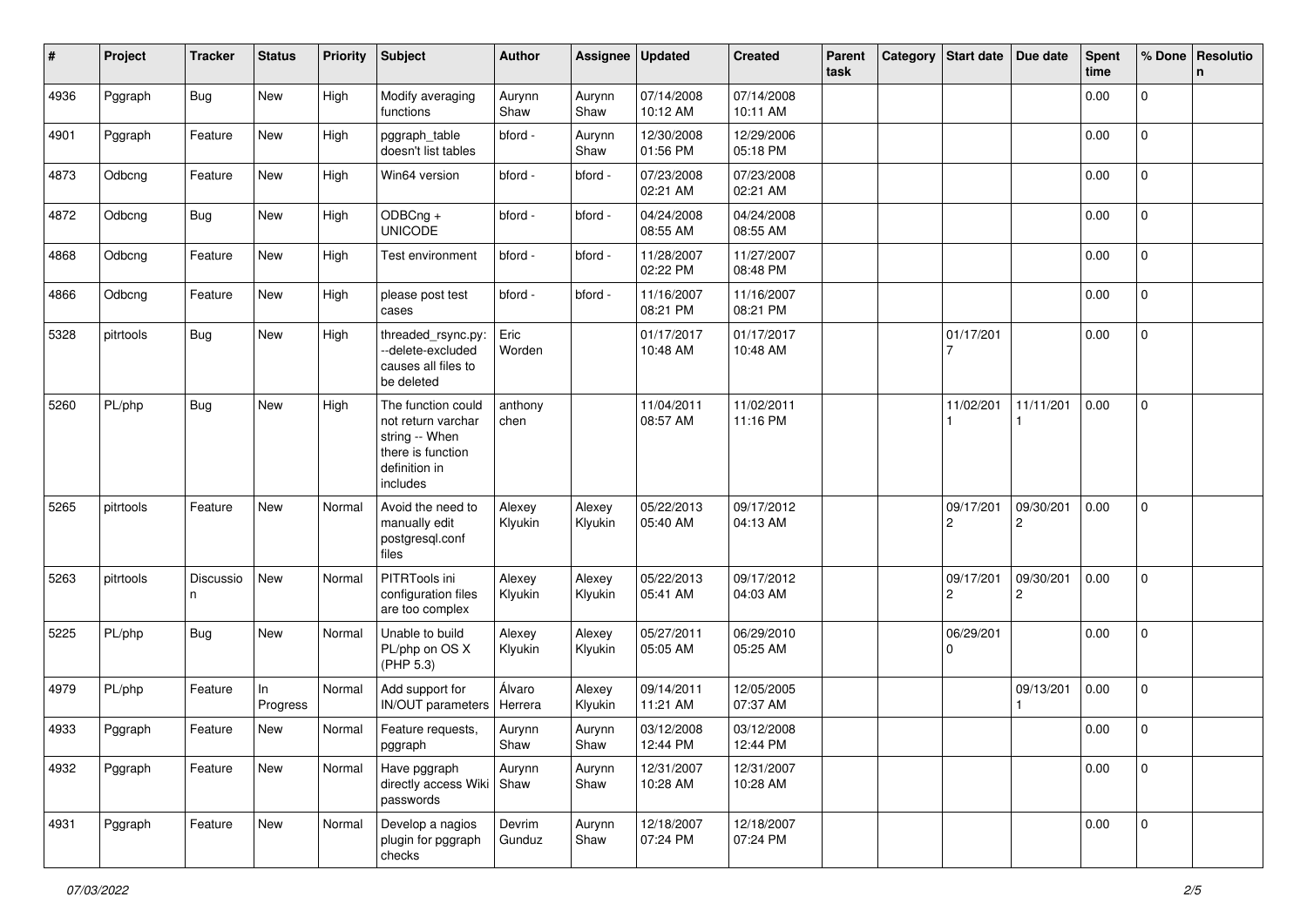| # | Project | Tracker | Status | Priority | Subject | Author | Assignee | Updated | Created | Parent task | Category | Start date | Due date | Spent time | % Done | Resolution |
|---|---|---|---|---|---|---|---|---|---|---|---|---|---|---|---|---|
| 4936 | Pggraph | Bug | New | High | Modify averaging functions | Aurynn Shaw | Aurynn Shaw | 07/14/2008 10:12 AM | 07/14/2008 10:11 AM | | | | | 0.00 | 0 | |
| 4901 | Pggraph | Feature | New | High | pggraph_table doesn't list tables | bford - | Aurynn Shaw | 12/30/2008 01:56 PM | 12/29/2006 05:18 PM | | | | | 0.00 | 0 | |
| 4873 | Odbcng | Feature | New | High | Win64 version | bford - | bford - | 07/23/2008 02:21 AM | 07/23/2008 02:21 AM | | | | | 0.00 | 0 | |
| 4872 | Odbcng | Bug | New | High | ODBCng + UNICODE | bford - | bford - | 04/24/2008 08:55 AM | 04/24/2008 08:55 AM | | | | | 0.00 | 0 | |
| 4868 | Odbcng | Feature | New | High | Test environment | bford - | bford - | 11/28/2007 02:22 PM | 11/27/2007 08:48 PM | | | | | 0.00 | 0 | |
| 4866 | Odbcng | Feature | New | High | please post test cases | bford - | bford - | 11/16/2007 08:21 PM | 11/16/2007 08:21 PM | | | | | 0.00 | 0 | |
| 5328 | pitrtools | Bug | New | High | threaded_rsync.py: --delete-excluded causes all files to be deleted | Eric Worden | | 01/17/2017 10:48 AM | 01/17/2017 10:48 AM | | | 01/17/2017 | | 0.00 | 0 | |
| 5260 | PL/php | Bug | New | High | The function could not return varchar string -- When there is function definition in includes | anthony chen | | 11/04/2011 08:57 AM | 11/02/2011 11:16 PM | | | 11/02/2011 | 11/11/2011 | 0.00 | 0 | |
| 5265 | pitrtools | Feature | New | Normal | Avoid the need to manually edit postgresql.conf files | Alexey Klyukin | Alexey Klyukin | 05/22/2013 05:40 AM | 09/17/2012 04:13 AM | | | 09/17/2012 | 09/30/2012 | 0.00 | 0 | |
| 5263 | pitrtools | Discussion | New | Normal | PITRTools ini configuration files are too complex | Alexey Klyukin | Alexey Klyukin | 05/22/2013 05:41 AM | 09/17/2012 04:03 AM | | | 09/17/2012 | 09/30/2012 | 0.00 | 0 | |
| 5225 | PL/php | Bug | New | Normal | Unable to build PL/php on OS X (PHP 5.3) | Alexey Klyukin | Alexey Klyukin | 05/27/2011 05:05 AM | 06/29/2010 05:25 AM | | | 06/29/2010 | | 0.00 | 0 | |
| 4979 | PL/php | Feature | In Progress | Normal | Add support for IN/OUT parameters | Álvaro Herrera | Alexey Klyukin | 09/14/2011 11:21 AM | 12/05/2005 07:37 AM | | | | 09/13/2011 | 0.00 | 0 | |
| 4933 | Pggraph | Feature | New | Normal | Feature requests, pggraph | Aurynn Shaw | Aurynn Shaw | 03/12/2008 12:44 PM | 03/12/2008 12:44 PM | | | | | 0.00 | 0 | |
| 4932 | Pggraph | Feature | New | Normal | Have pggraph directly access Wiki passwords | Aurynn Shaw | Aurynn Shaw | 12/31/2007 10:28 AM | 12/31/2007 10:28 AM | | | | | 0.00 | 0 | |
| 4931 | Pggraph | Feature | New | Normal | Develop a nagios plugin for pggraph checks | Devrim Gunduz | Aurynn Shaw | 12/18/2007 07:24 PM | 12/18/2007 07:24 PM | | | | | 0.00 | 0 | |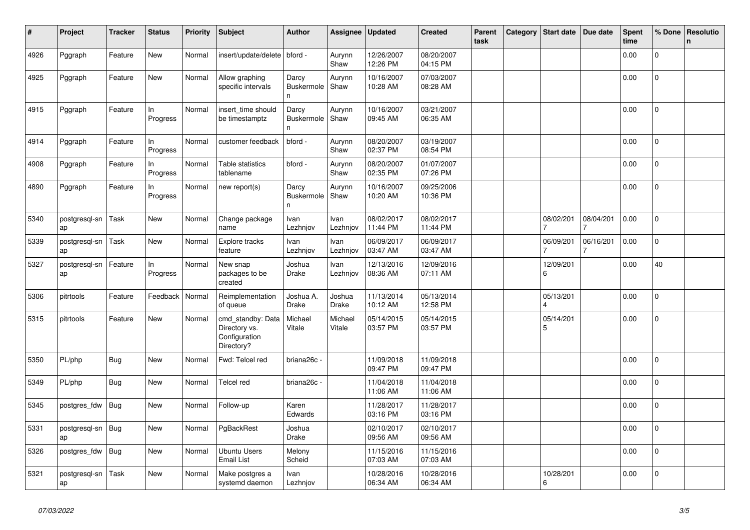| # | Project | Tracker | Status | Priority | Subject | Author | Assignee | Updated | Created | Parent task | Category | Start date | Due date | Spent time | % Done | Resolution |
|---|---|---|---|---|---|---|---|---|---|---|---|---|---|---|---|---|
| 4926 | Pggraph | Feature | New | Normal | insert/update/delete | bford - | Aurynn Shaw | 12/26/2007 12:26 PM | 08/20/2007 04:15 PM | | | | | 0.00 | 0 | |
| 4925 | Pggraph | Feature | New | Normal | Allow graphing specific intervals | Darcy Buskermolen | Aurynn Shaw | 10/16/2007 10:28 AM | 07/03/2007 08:28 AM | | | | | 0.00 | 0 | |
| 4915 | Pggraph | Feature | In Progress | Normal | insert_time should be timestamptz | Darcy Buskermolen | Aurynn Shaw | 10/16/2007 09:45 AM | 03/21/2007 06:35 AM | | | | | 0.00 | 0 | |
| 4914 | Pggraph | Feature | In Progress | Normal | customer feedback | bford - | Aurynn Shaw | 08/20/2007 02:37 PM | 03/19/2007 08:54 PM | | | | | 0.00 | 0 | |
| 4908 | Pggraph | Feature | In Progress | Normal | Table statistics tablename | bford - | Aurynn Shaw | 08/20/2007 02:35 PM | 01/07/2007 07:26 PM | | | | | 0.00 | 0 | |
| 4890 | Pggraph | Feature | In Progress | Normal | new report(s) | Darcy Buskermolen | Aurynn Shaw | 10/16/2007 10:20 AM | 09/25/2006 10:36 PM | | | | | 0.00 | 0 | |
| 5340 | postgresql-snap | Task | New | Normal | Change package name | Ivan Lezhnjov | Ivan Lezhnjov | 08/02/2017 11:44 PM | 08/02/2017 11:44 PM | | | 08/02/2017 | 08/04/2017 | 0.00 | 0 | |
| 5339 | postgresql-snap | Task | New | Normal | Explore tracks feature | Ivan Lezhnjov | Ivan Lezhnjov | 06/09/2017 03:47 AM | 06/09/2017 03:47 AM | | | 06/09/2017 | 06/16/2017 | 0.00 | 0 | |
| 5327 | postgresql-snap | Feature | In Progress | Normal | New snap packages to be created | Joshua Drake | Ivan Lezhnjov | 12/13/2016 08:36 AM | 12/09/2016 07:11 AM | | | 12/09/2016 | | 0.00 | 40 | |
| 5306 | pitrtools | Feature | Feedback | Normal | Reimplementation of queue | Joshua A. Drake | Joshua Drake | 11/13/2014 10:12 AM | 05/13/2014 12:58 PM | | | 05/13/2014 | | 0.00 | 0 | |
| 5315 | pitrtools | Feature | New | Normal | cmd_standby: Data Directory vs. Configuration Directory? | Michael Vitale | Michael Vitale | 05/14/2015 03:57 PM | 05/14/2015 03:57 PM | | | 05/14/2015 | | 0.00 | 0 | |
| 5350 | PL/php | Bug | New | Normal | Fwd: Telcel red | briana26c - | | 11/09/2018 09:47 PM | 11/09/2018 09:47 PM | | | | | 0.00 | 0 | |
| 5349 | PL/php | Bug | New | Normal | Telcel red | briana26c - | | 11/04/2018 11:06 AM | 11/04/2018 11:06 AM | | | | | 0.00 | 0 | |
| 5345 | postgres_fdw | Bug | New | Normal | Follow-up | Karen Edwards | | 11/28/2017 03:16 PM | 11/28/2017 03:16 PM | | | | | 0.00 | 0 | |
| 5331 | postgresql-snap | Bug | New | Normal | PgBackRest | Joshua Drake | | 02/10/2017 09:56 AM | 02/10/2017 09:56 AM | | | | | 0.00 | 0 | |
| 5326 | postgres_fdw | Bug | New | Normal | Ubuntu Users Email List | Melony Scheid | | 11/15/2016 07:03 AM | 11/15/2016 07:03 AM | | | | | 0.00 | 0 | |
| 5321 | postgresql-snap | Task | New | Normal | Make postgres a systemd daemon | Ivan Lezhnjov | | 10/28/2016 06:34 AM | 10/28/2016 06:34 AM | | | 10/28/2016 | | 0.00 | 0 | |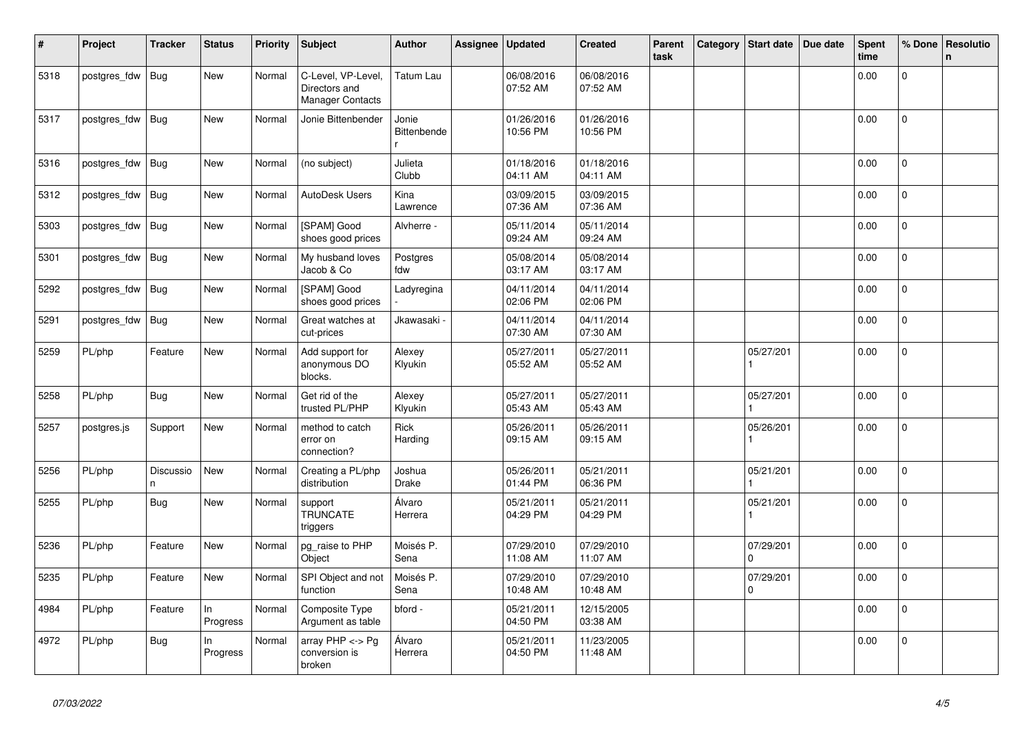| # | Project | Tracker | Status | Priority | Subject | Author | Assignee | Updated | Created | Parent task | Category | Start date | Due date | Spent time | % Done | Resolution |
|---|---|---|---|---|---|---|---|---|---|---|---|---|---|---|---|---|
| 5318 | postgres_fdw | Bug | New | Normal | C-Level, VP-Level, Directors and Manager Contacts | Tatum Lau | | 06/08/2016 07:52 AM | 06/08/2016 07:52 AM | | | | | 0.00 | 0 | |
| 5317 | postgres_fdw | Bug | New | Normal | Jonie Bittenbender | Jonie Bittenbender | | 01/26/2016 10:56 PM | 01/26/2016 10:56 PM | | | | | 0.00 | 0 | |
| 5316 | postgres_fdw | Bug | New | Normal | (no subject) | Julieta Clubb | | 01/18/2016 04:11 AM | 01/18/2016 04:11 AM | | | | | 0.00 | 0 | |
| 5312 | postgres_fdw | Bug | New | Normal | AutoDesk Users | Kina Lawrence | | 03/09/2015 07:36 AM | 03/09/2015 07:36 AM | | | | | 0.00 | 0 | |
| 5303 | postgres_fdw | Bug | New | Normal | [SPAM] Good shoes good prices | Alvherre - | | 05/11/2014 09:24 AM | 05/11/2014 09:24 AM | | | | | 0.00 | 0 | |
| 5301 | postgres_fdw | Bug | New | Normal | My husband loves Jacob & Co | Postgres fdw | | 05/08/2014 03:17 AM | 05/08/2014 03:17 AM | | | | | 0.00 | 0 | |
| 5292 | postgres_fdw | Bug | New | Normal | [SPAM] Good shoes good prices | Ladyregina - | | 04/11/2014 02:06 PM | 04/11/2014 02:06 PM | | | | | 0.00 | 0 | |
| 5291 | postgres_fdw | Bug | New | Normal | Great watches at cut-prices | Jkawasaki - | | 04/11/2014 07:30 AM | 04/11/2014 07:30 AM | | | | | 0.00 | 0 | |
| 5259 | PL/php | Feature | New | Normal | Add support for anonymous DO blocks. | Alexey Klyukin | | 05/27/2011 05:52 AM | 05/27/2011 05:52 AM | | | 05/27/2011 | | 0.00 | 0 | |
| 5258 | PL/php | Bug | New | Normal | Get rid of the trusted PL/PHP | Alexey Klyukin | | 05/27/2011 05:43 AM | 05/27/2011 05:43 AM | | | 05/27/2011 | | 0.00 | 0 | |
| 5257 | postgres.js | Support | New | Normal | method to catch error on connection? | Rick Harding | | 05/26/2011 09:15 AM | 05/26/2011 09:15 AM | | | 05/26/2011 | | 0.00 | 0 | |
| 5256 | PL/php | Discussion | New | Normal | Creating a PL/php distribution | Joshua Drake | | 05/26/2011 01:44 PM | 05/21/2011 06:36 PM | | | 05/21/2011 | | 0.00 | 0 | |
| 5255 | PL/php | Bug | New | Normal | support TRUNCATE triggers | Álvaro Herrera | | 05/21/2011 04:29 PM | 05/21/2011 04:29 PM | | | 05/21/2011 | | 0.00 | 0 | |
| 5236 | PL/php | Feature | New | Normal | pg_raise to PHP Object | Moisés P. Sena | | 07/29/2010 11:08 AM | 07/29/2010 11:07 AM | | | 07/29/2010 | | 0.00 | 0 | |
| 5235 | PL/php | Feature | New | Normal | SPI Object and not function | Moisés P. Sena | | 07/29/2010 10:48 AM | 07/29/2010 10:48 AM | | | 07/29/2010 | | 0.00 | 0 | |
| 4984 | PL/php | Feature | In Progress | Normal | Composite Type Argument as table | bford - | | 05/21/2011 04:50 PM | 12/15/2005 03:38 AM | | | | | 0.00 | 0 | |
| 4972 | PL/php | Bug | In Progress | Normal | array PHP <-> Pg conversion is broken | Álvaro Herrera | | 05/21/2011 04:50 PM | 11/23/2005 11:48 AM | | | | | 0.00 | 0 | |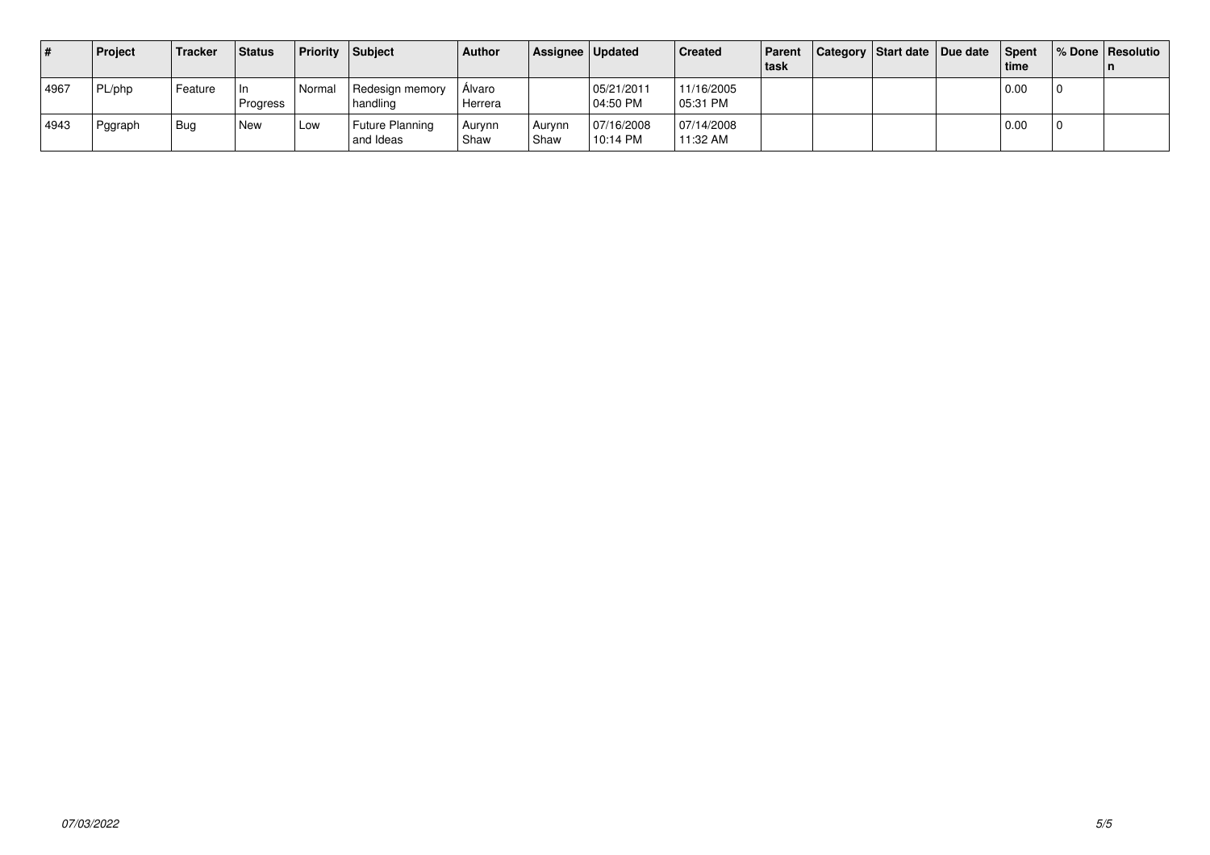| # | Project | Tracker | Status | Priority | Subject | Author | Assignee | Updated | Created | Parent task | Category | Start date | Due date | Spent time | % Done | Resolution |
|---|---|---|---|---|---|---|---|---|---|---|---|---|---|---|---|---|
| 4967 | PL/php | Feature | In Progress | Normal | Redesign memory handling | Álvaro Herrera | | 05/21/2011 04:50 PM | 11/16/2005 05:31 PM | | | | | 0.00 | 0 | |
| 4943 | Pggraph | Bug | New | Low | Future Planning and Ideas | Aurynn Shaw | Aurynn Shaw | 07/16/2008 10:14 PM | 07/14/2008 11:32 AM | | | | | 0.00 | 0 | |

*07/03/2022*